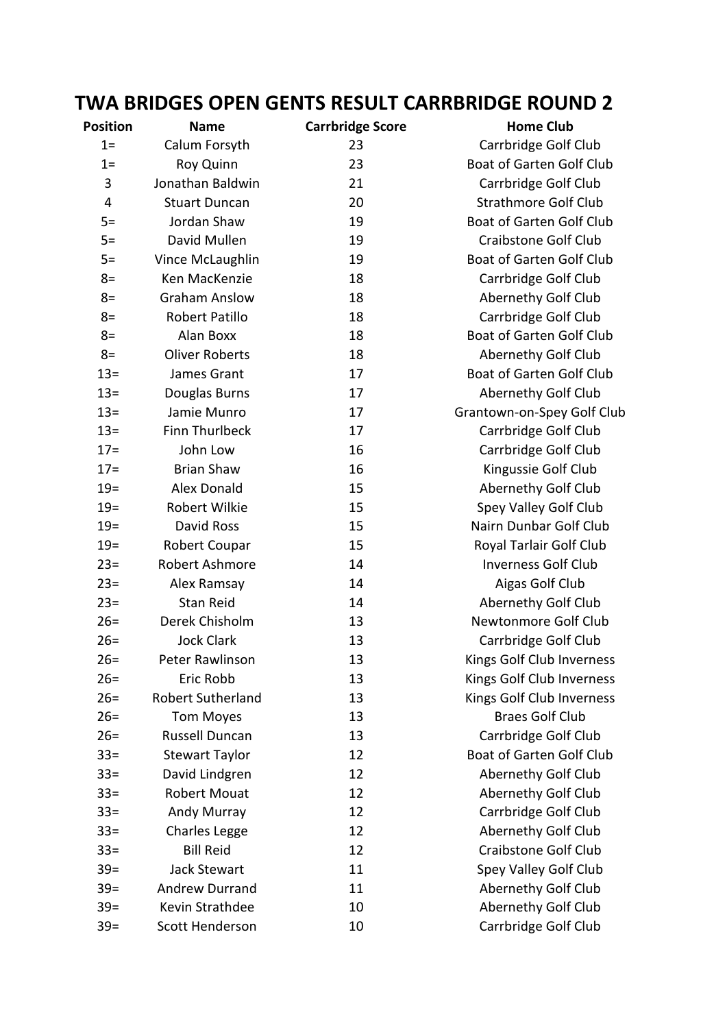# TWA BRIDGES OPEN GENTS RESULT CARRBRIDGE ROUND 2

| Position | Name | Carrbridge Score | Home Club |
|---|---|---|---|
| 1= | Calum Forsyth | 23 | Carrbridge Golf Club |
| 1= | Roy Quinn | 23 | Boat of Garten Golf Club |
| 3 | Jonathan Baldwin | 21 | Carrbridge Golf Club |
| 4 | Stuart Duncan | 20 | Strathmore Golf Club |
| 5= | Jordan Shaw | 19 | Boat of Garten Golf Club |
| 5= | David Mullen | 19 | Craibstone Golf Club |
| 5= | Vince McLaughlin | 19 | Boat of Garten Golf Club |
| 8= | Ken MacKenzie | 18 | Carrbridge Golf Club |
| 8= | Graham Anslow | 18 | Abernethy Golf Club |
| 8= | Robert Patillo | 18 | Carrbridge Golf Club |
| 8= | Alan Boxx | 18 | Boat of Garten Golf Club |
| 8= | Oliver Roberts | 18 | Abernethy Golf Club |
| 13= | James Grant | 17 | Boat of Garten Golf Club |
| 13= | Douglas Burns | 17 | Abernethy Golf Club |
| 13= | Jamie Munro | 17 | Grantown-on-Spey Golf Club |
| 13= | Finn Thurlbeck | 17 | Carrbridge Golf Club |
| 17= | John Low | 16 | Carrbridge Golf Club |
| 17= | Brian Shaw | 16 | Kingussie Golf Club |
| 19= | Alex Donald | 15 | Abernethy Golf Club |
| 19= | Robert Wilkie | 15 | Spey Valley Golf Club |
| 19= | David Ross | 15 | Nairn Dunbar Golf Club |
| 19= | Robert Coupar | 15 | Royal Tarlair Golf Club |
| 23= | Robert Ashmore | 14 | Inverness Golf Club |
| 23= | Alex Ramsay | 14 | Aigas Golf Club |
| 23= | Stan Reid | 14 | Abernethy Golf Club |
| 26= | Derek Chisholm | 13 | Newtonmore Golf Club |
| 26= | Jock Clark | 13 | Carrbridge Golf Club |
| 26= | Peter Rawlinson | 13 | Kings Golf Club Inverness |
| 26= | Eric Robb | 13 | Kings Golf Club Inverness |
| 26= | Robert Sutherland | 13 | Kings Golf Club Inverness |
| 26= | Tom Moyes | 13 | Braes Golf Club |
| 26= | Russell Duncan | 13 | Carrbridge Golf Club |
| 33= | Stewart Taylor | 12 | Boat of Garten Golf Club |
| 33= | David Lindgren | 12 | Abernethy Golf Club |
| 33= | Robert Mouat | 12 | Abernethy Golf Club |
| 33= | Andy Murray | 12 | Carrbridge Golf Club |
| 33= | Charles Legge | 12 | Abernethy Golf Club |
| 33= | Bill Reid | 12 | Craibstone Golf Club |
| 39= | Jack Stewart | 11 | Spey Valley Golf Club |
| 39= | Andrew Durrand | 11 | Abernethy Golf Club |
| 39= | Kevin Strathdee | 10 | Abernethy Golf Club |
| 39= | Scott Henderson | 10 | Carrbridge Golf Club |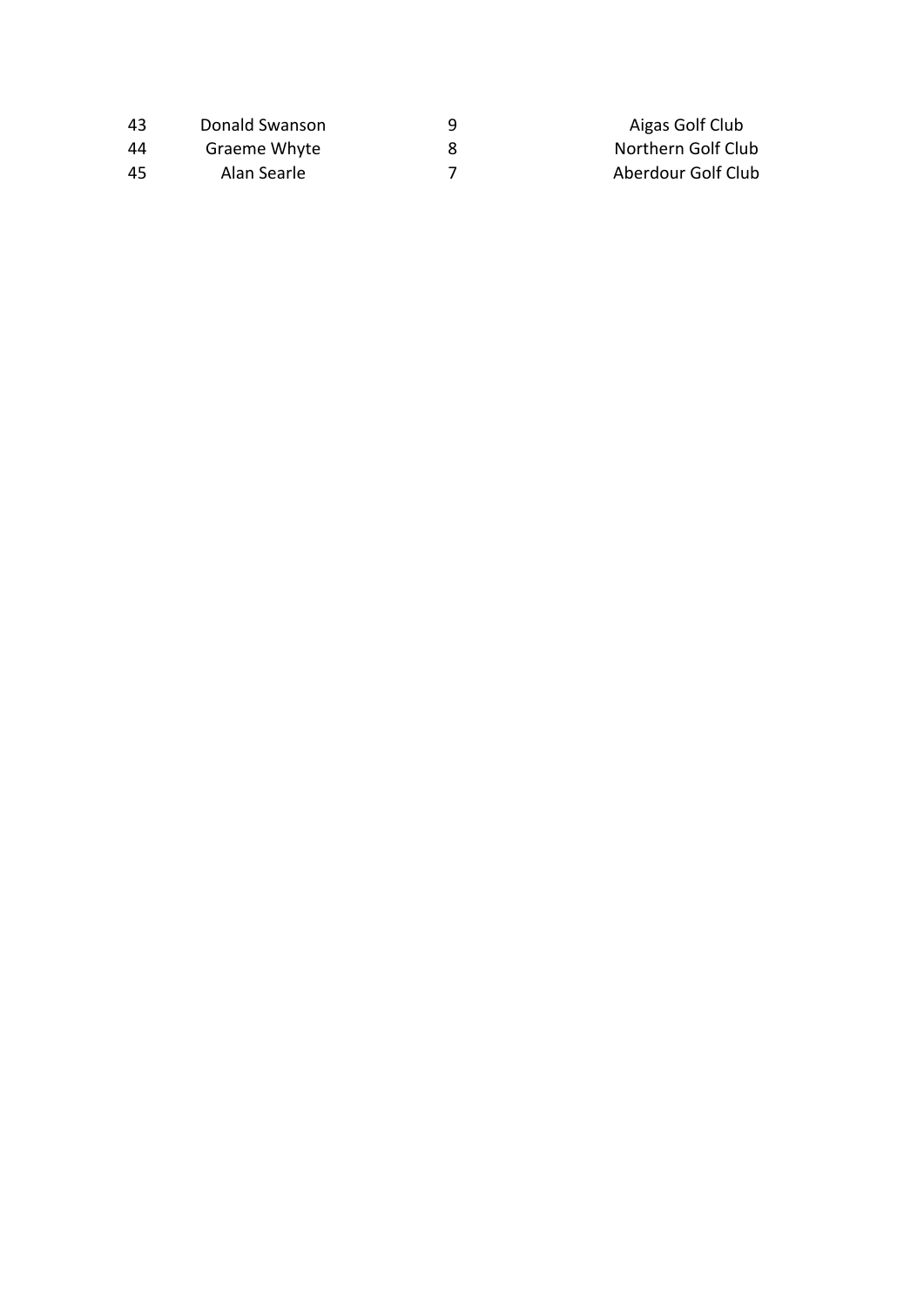| | | | |
|---|---|---|---|
| 43 | Donald Swanson | 9 | Aigas Golf Club |
| 44 | Graeme Whyte | 8 | Northern Golf Club |
| 45 | Alan Searle | 7 | Aberdour Golf Club |